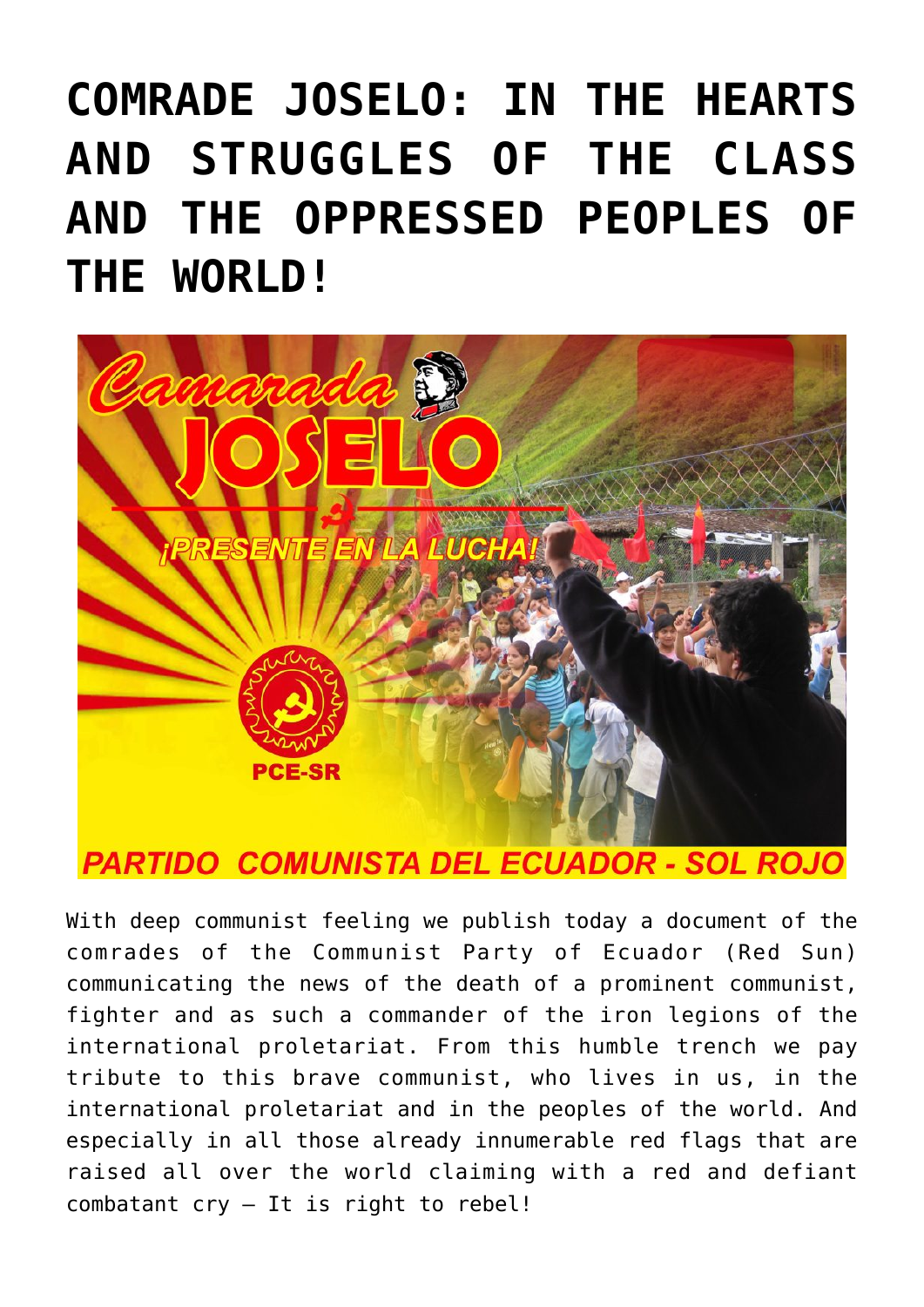# COMRADE JOSELO: IN THE HEARTS AND STRUGGLES OF THE CLASS AND THE OPPRESSED PEOPLES OF THE WORLD!

With deep communist feeling we publish today a document of the comrades of the Communist Party of Ecuador (Red Sun) communicating the news of the death of a prominent communist, fighter and as such a commander of the iron legions of the international proletariat. From this humble trench we pay tribute to this brave communist, who lives in us, in the international proletariat and in the peoples of the world. And especially in all those already innumerable red flags that are raised all over the world claiming with a red and defiant combatant cry – It is right to rebel!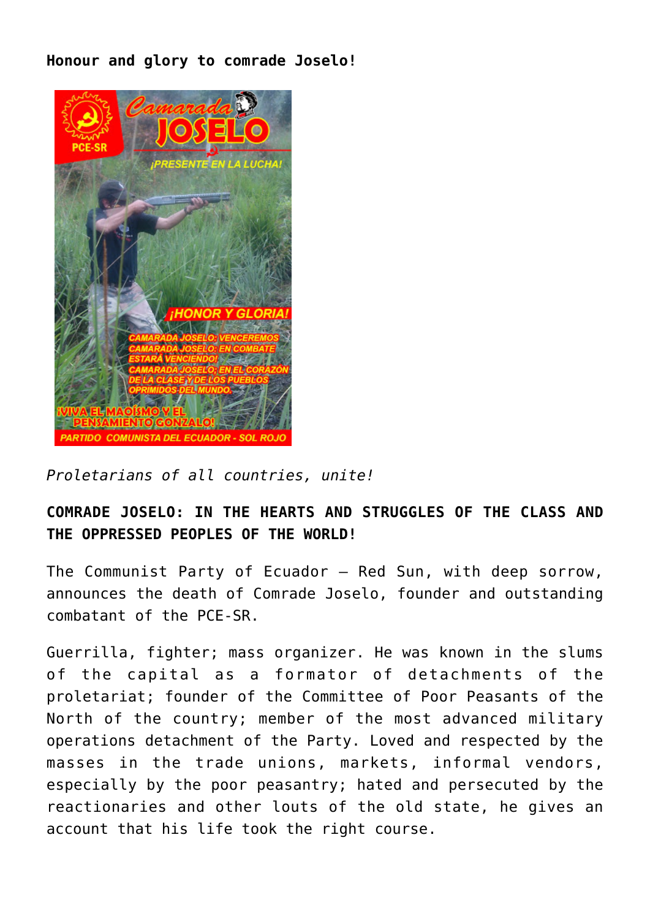**Honour and glory to comrade Joselo!**

*Proletarians of all countries, unite!*

**COMRADE JOSELO: IN THE HEARTS AND STRUGGLES OF THE CLASS AND THE OPPRESSED PEOPLES OF THE WORLD!**

The Communist Party of Ecuador – Red Sun, with deep sorrow, announces the death of Comrade Joselo, founder and outstanding combatant of the PCE-SR.

Guerrilla, fighter; mass organizer. He was known in the slums of the capital as a formator of detachments of the proletariat; founder of the Committee of Poor Peasants of the North of the country; member of the most advanced military operations detachment of the Party. Loved and respected by the masses in the trade unions, markets, informal vendors, especially by the poor peasantry; hated and persecuted by the reactionaries and other louts of the old state, he gives an account that his life took the right course.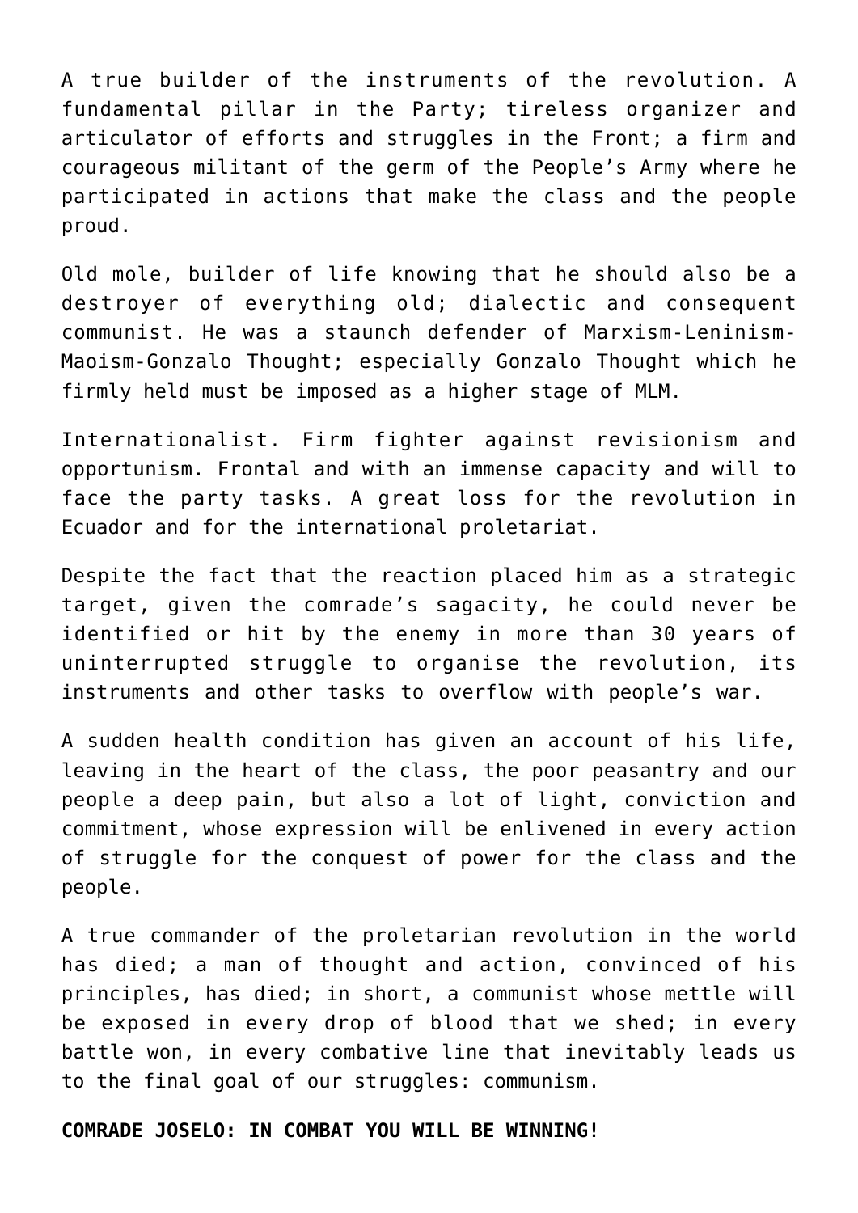A true builder of the instruments of the revolution. A fundamental pillar in the Party; tireless organizer and articulator of efforts and struggles in the Front; a firm and courageous militant of the germ of the People's Army where he participated in actions that make the class and the people proud.

Old mole, builder of life knowing that he should also be a destroyer of everything old; dialectic and consequent communist. He was a staunch defender of Marxism-Leninism-Maoism-Gonzalo Thought; especially Gonzalo Thought which he firmly held must be imposed as a higher stage of MLM.

Internationalist. Firm fighter against revisionism and opportunism. Frontal and with an immense capacity and will to face the party tasks. A great loss for the revolution in Ecuador and for the international proletariat.

Despite the fact that the reaction placed him as a strategic target, given the comrade's sagacity, he could never be identified or hit by the enemy in more than 30 years of uninterrupted struggle to organise the revolution, its instruments and other tasks to overflow with people's war.

A sudden health condition has given an account of his life, leaving in the heart of the class, the poor peasantry and our people a deep pain, but also a lot of light, conviction and commitment, whose expression will be enlivened in every action of struggle for the conquest of power for the class and the people.

A true commander of the proletarian revolution in the world has died; a man of thought and action, convinced of his principles, has died; in short, a communist whose mettle will be exposed in every drop of blood that we shed; in every battle won, in every combative line that inevitably leads us to the final goal of our struggles: communism.

**COMRADE JOSELO: IN COMBAT YOU WILL BE WINNING!**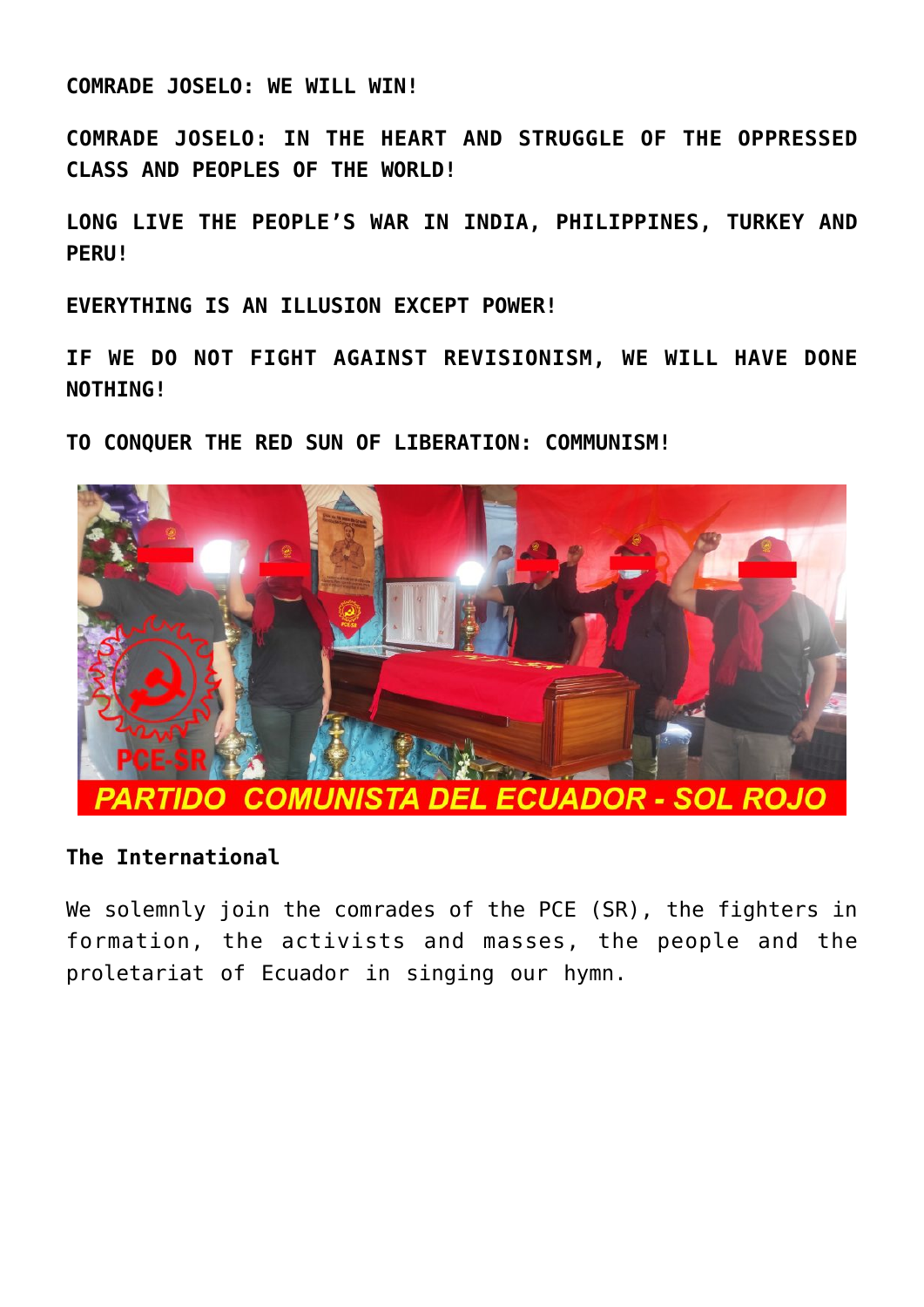**COMRADE JOSELO: WE WILL WIN!**

**COMRADE JOSELO: IN THE HEART AND STRUGGLE OF THE OPPRESSED CLASS AND PEOPLES OF THE WORLD!**

**LONG LIVE THE PEOPLE'S WAR IN INDIA, PHILIPPINES, TURKEY AND PERU!**

**EVERYTHING IS AN ILLUSION EXCEPT POWER!**

**IF WE DO NOT FIGHT AGAINST REVISIONISM, WE WILL HAVE DONE NOTHING!**

**TO CONQUER THE RED SUN OF LIBERATION: COMMUNISM!**

PCE-SR

PARTIDO COMUNISTA DEL ECUADOR - SOL ROJO

**The International**

We solemnly join the comrades of the PCE (SR), the fighters in formation, the activists and masses, the people and the proletariat of Ecuador in singing our hymn.